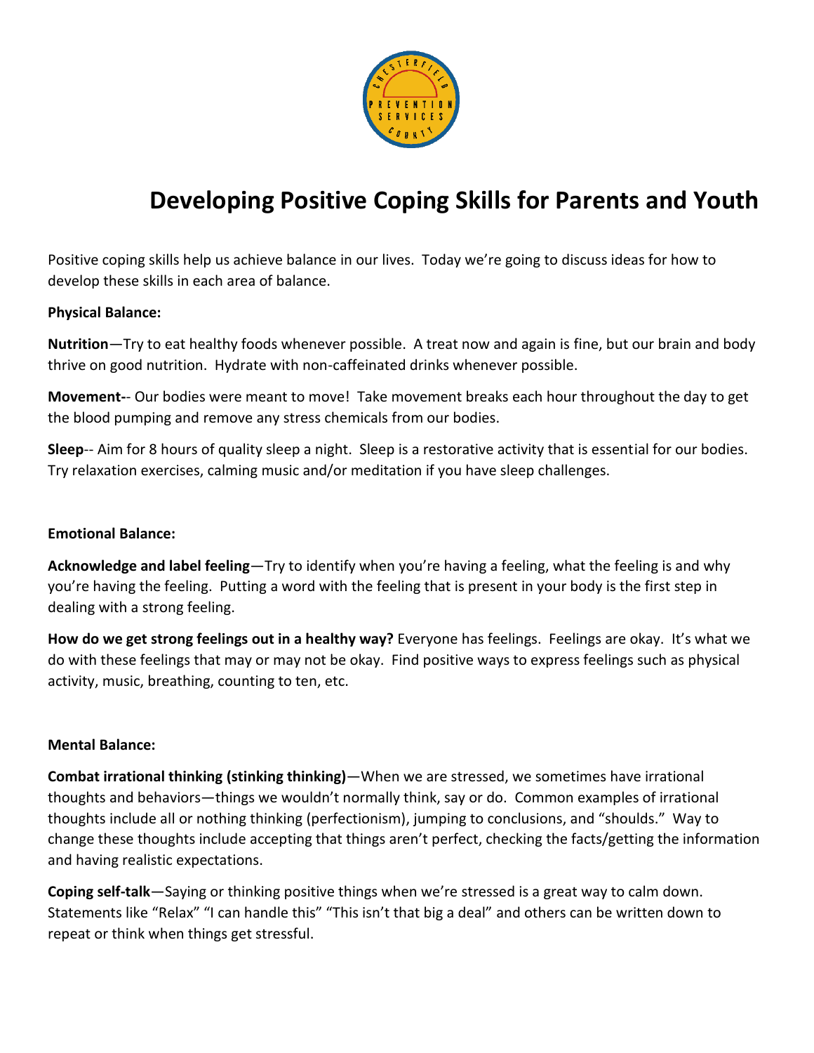# Developing Positive Coping Skills for Parents and Youth

Positive coping skills help us achieve balance in our lives. Today we're going to discuss ideas for how to develop these skills in each area of balance.

**Physical Balance:**

**Nutrition**—Try to eat healthy foods whenever possible. A treat now and again is fine, but our brain and body thrive on good nutrition. Hydrate with non-caffeinated drinks whenever possible.

**Movement-**- Our bodies were meant to move! Take movement breaks each hour throughout the day to get the blood pumping and remove any stress chemicals from our bodies.

**Sleep**-- Aim for 8 hours of quality sleep a night. Sleep is a restorative activity that is essential for our bodies. Try relaxation exercises, calming music and/or meditation if you have sleep challenges.

**Emotional Balance:**

**Acknowledge and label feeling**—Try to identify when you're having a feeling, what the feeling is and why you're having the feeling. Putting a word with the feeling that is present in your body is the first step in dealing with a strong feeling.

**How do we get strong feelings out in a healthy way?** Everyone has feelings. Feelings are okay. It's what we do with these feelings that may or may not be okay. Find positive ways to express feelings such as physical activity, music, breathing, counting to ten, etc.

**Mental Balance:**

**Combat irrational thinking (stinking thinking)**—When we are stressed, we sometimes have irrational thoughts and behaviors—things we wouldn't normally think, say or do. Common examples of irrational thoughts include all or nothing thinking (perfectionism), jumping to conclusions, and "shoulds." Way to change these thoughts include accepting that things aren't perfect, checking the facts/getting the information and having realistic expectations.

**Coping self-talk**—Saying or thinking positive things when we're stressed is a great way to calm down. Statements like "Relax" "I can handle this" "This isn't that big a deal" and others can be written down to repeat or think when things get stressful.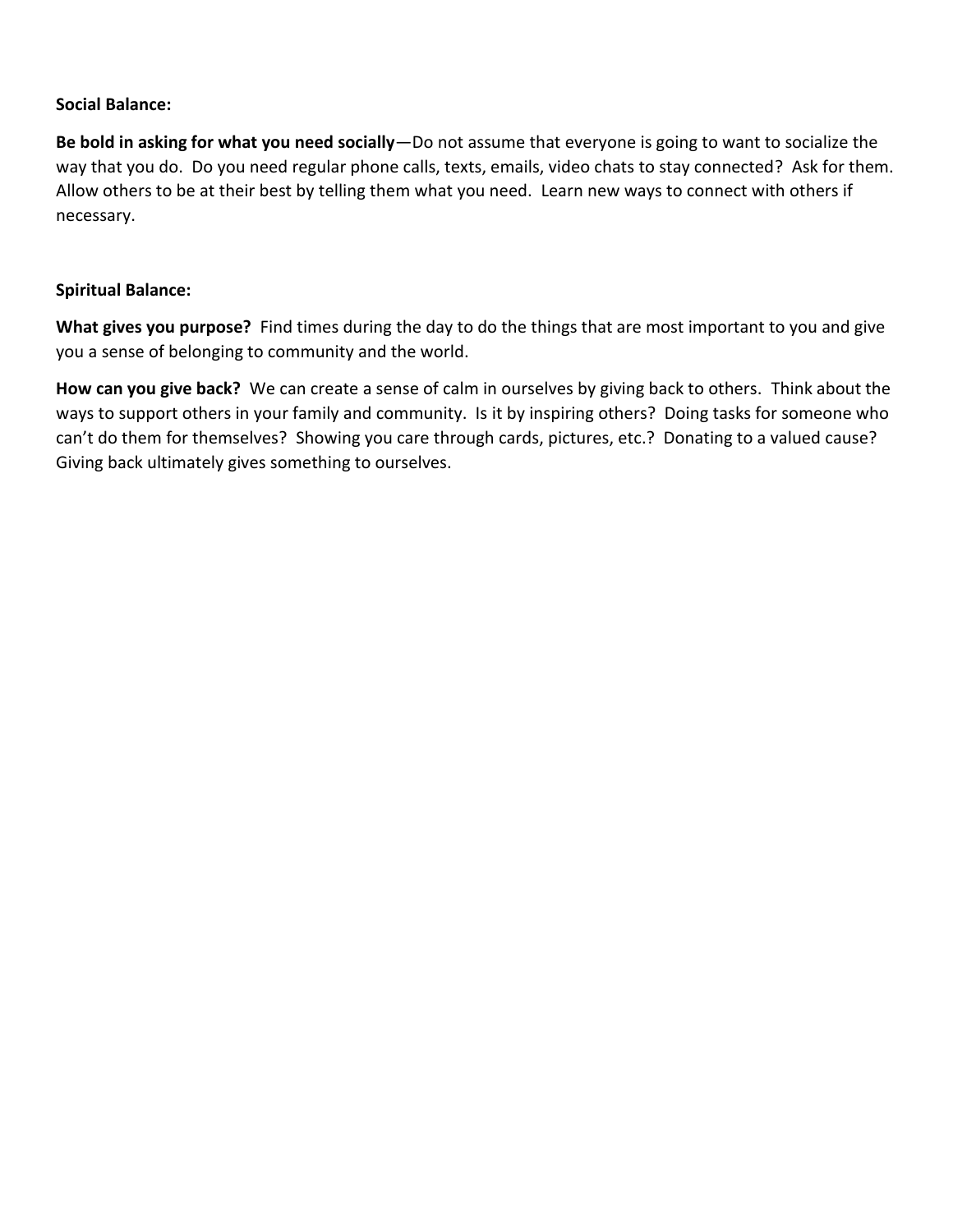**Social Balance:**

**Be bold in asking for what you need socially**—Do not assume that everyone is going to want to socialize the way that you do. Do you need regular phone calls, texts, emails, video chats to stay connected? Ask for them. Allow others to be at their best by telling them what you need. Learn new ways to connect with others if necessary.

**Spiritual Balance:**

**What gives you purpose?** Find times during the day to do the things that are most important to you and give you a sense of belonging to community and the world.

**How can you give back?** We can create a sense of calm in ourselves by giving back to others. Think about the ways to support others in your family and community. Is it by inspiring others? Doing tasks for someone who can't do them for themselves? Showing you care through cards, pictures, etc.? Donating to a valued cause? Giving back ultimately gives something to ourselves.